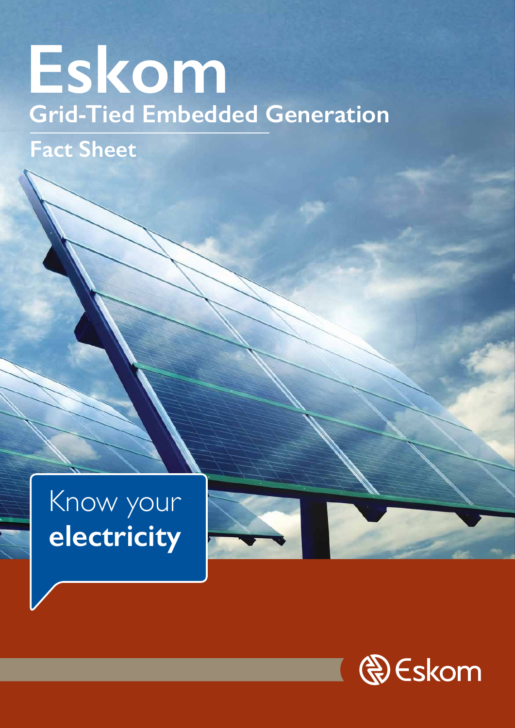# Eskom

## Grid-Tied Embedded Generation

### Fact Sheet

Know your **electricity**

Eskom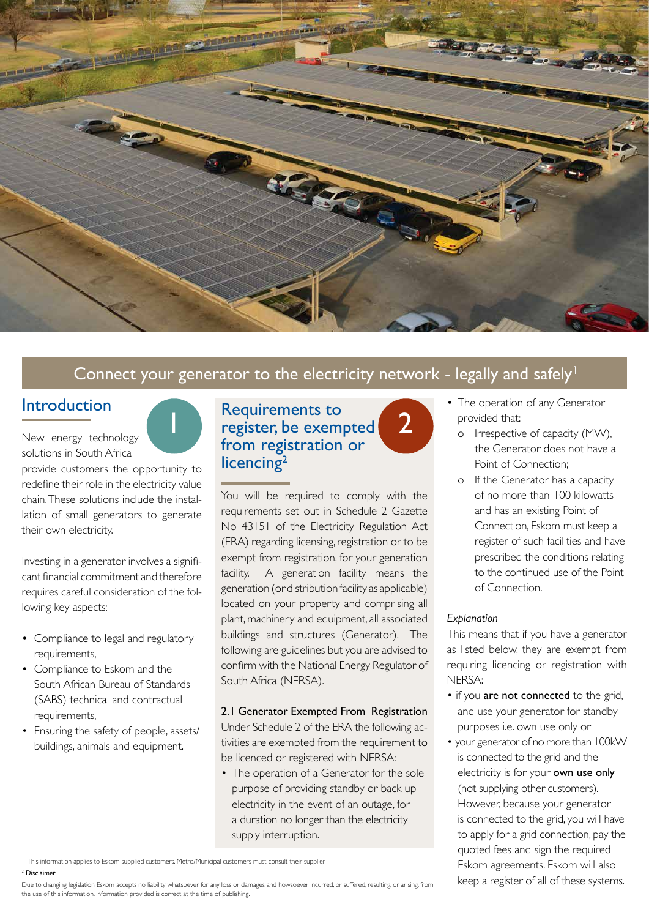## Connect your generator to the electricity network - legally and safely[1]

### 1 Introduction

New energy technology solutions in South Africa provide customers the opportunity to redefine their role in the electricity value chain. These solutions include the installation of small generators to generate their own electricity.

Investing in a generator involves a significant financial commitment and therefore requires careful consideration of the following key aspects:

- Compliance to legal and regulatory requirements,
- Compliance to Eskom and the South African Bureau of Standards (SABS) technical and contractual requirements,
- Ensuring the safety of people, assets/ buildings, animals and equipment.

### 2 Requirements to register, be exempted from registration or licencing[2]

You will be required to comply with the requirements set out in Schedule 2 Gazette No 43151 of the Electricity Regulation Act (ERA) regarding licensing, registration or to be exempt from registration, for your generation facility. A generation facility means the generation (or distribution facility as applicable) located on your property and comprising all plant, machinery and equipment, all associated buildings and structures (Generator). The following are guidelines but you are advised to confirm with the National Energy Regulator of South Africa (NERSA).

**2.1 Generator Exempted From Registration**

Under Schedule 2 of the ERA the following activities are exempted from the requirement to be licenced or registered with NERSA:

- The operation of a Generator for the sole purpose of providing standby or back up electricity in the event of an outage, for a duration no longer than the electricity supply interruption.
- The operation of any Generator provided that:
  - o Irrespective of capacity (MW), the Generator does not have a Point of Connection;
  - o If the Generator has a capacity of no more than 100 kilowatts and has an existing Point of Connection, Eskom must keep a register of such facilities and have prescribed the conditions relating to the continued use of the Point of Connection.

*Explanation*

This means that if you have a generator as listed below, they are exempt from requiring licencing or registration with NERSA:

- if you **are not connected** to the grid, and use your generator for standby purposes i.e. own use only or
- your generator of no more than 100kW is connected to the grid and the electricity is for your **own use only** (not supplying other customers). However, because your generator is connected to the grid, you will have to apply for a grid connection, pay the quoted fees and sign the required Eskom agreements. Eskom will also keep a register of all of these systems.

---

[1] This information applies to Eskom supplied customers. Metro/Municipal customers must consult their supplier.

[2] Disclaimer

Due to changing legislation Eskom accepts no liability whatsoever for any loss or damages and howsoever incurred, or suffered, resulting, or arising, from the use of this information. Information provided is correct at the time of publishing.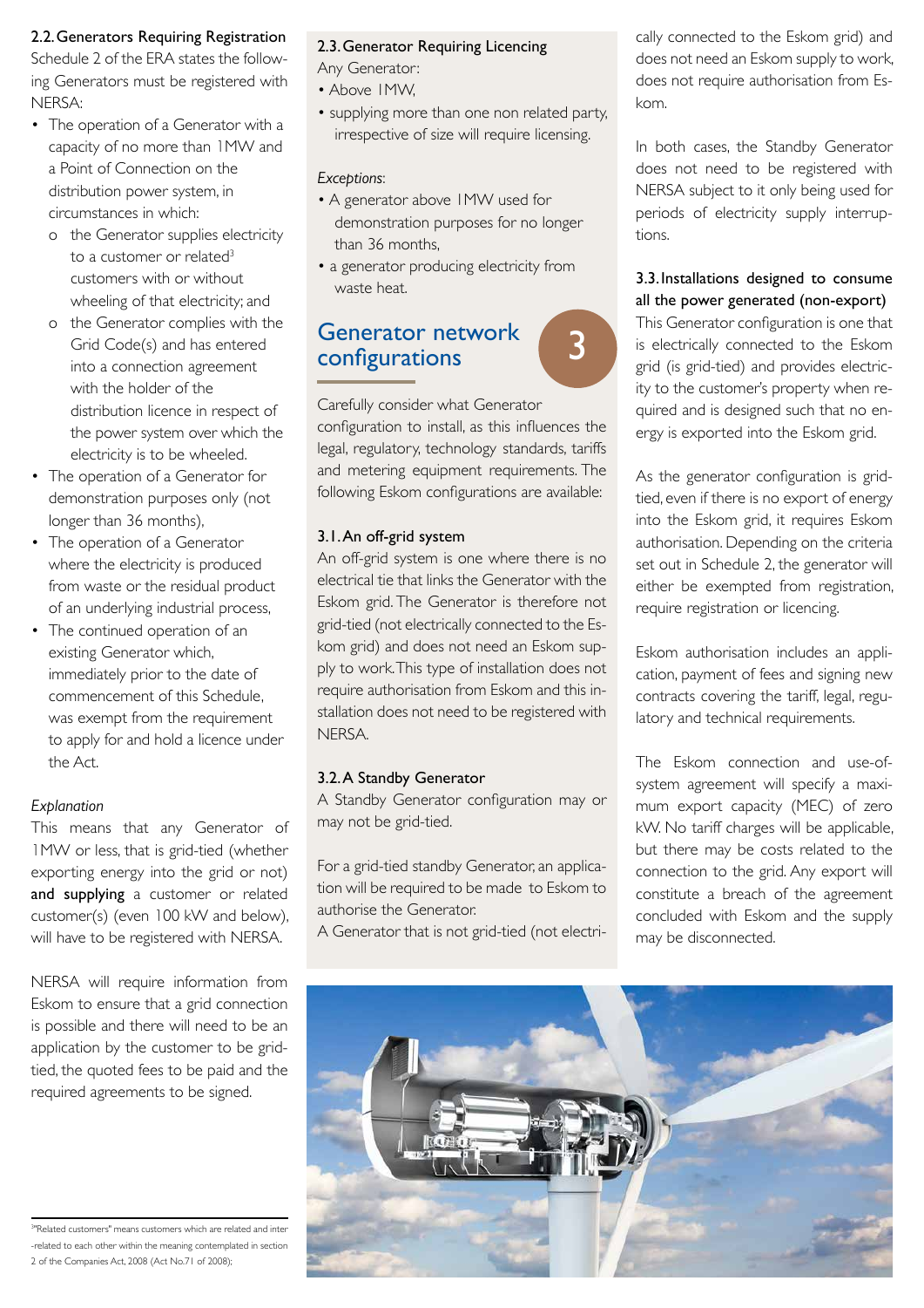### 2.2. Generators Requiring Registration

Schedule 2 of the ERA states the following Generators must be registered with NERSA:

- The operation of a Generator with a capacity of no more than 1MW and a Point of Connection on the distribution power system, in circumstances in which:
  - o the Generator supplies electricity to a customer or related[3] customers with or without wheeling of that electricity; and
  - o the Generator complies with the Grid Code(s) and has entered into a connection agreement with the holder of the distribution licence in respect of the power system over which the electricity is to be wheeled.
- The operation of a Generator for demonstration purposes only (not longer than 36 months),
- The operation of a Generator where the electricity is produced from waste or the residual product of an underlying industrial process,
- The continued operation of an existing Generator which, immediately prior to the date of commencement of this Schedule, was exempt from the requirement to apply for and hold a licence under the Act.

*Explanation*

This means that any Generator of 1MW or less, that is grid-tied (whether exporting energy into the grid or not) **and supplying** a customer or related customer(s) (even 100 kW and below), will have to be registered with NERSA.

NERSA will require information from Eskom to ensure that a grid connection is possible and there will need to be an application by the customer to be grid-tied, the quoted fees to be paid and the required agreements to be signed.

[3]"Related customers" means customers which are related and inter-related to each other within the meaning contemplated in section 2 of the Companies Act, 2008 (Act No.71 of 2008);

### 2.3. Generator Requiring Licencing

Any Generator:

- Above 1MW,
- supplying more than one non related party, irrespective of size will require licensing.

*Exceptions*:

- A generator above 1MW used for demonstration purposes for no longer than 36 months,
- a generator producing electricity from waste heat.

## 3 Generator network configurations

Carefully consider what Generator configuration to install, as this influences the legal, regulatory, technology standards, tariffs and metering equipment requirements. The following Eskom configurations are available:

### 3.1. An off-grid system

An off-grid system is one where there is no electrical tie that links the Generator with the Eskom grid. The Generator is therefore not grid-tied (not electrically connected to the Eskom grid) and does not need an Eskom supply to work. This type of installation does not require authorisation from Eskom and this installation does not need to be registered with NERSA.

### 3.2. A Standby Generator

A Standby Generator configuration may or may not be grid-tied.

For a grid-tied standby Generator, an application will be required to be made to Eskom to authorise the Generator.

A Generator that is not grid-tied (not electrically connected to the Eskom grid) and does not need an Eskom supply to work, does not require authorisation from Eskom.

In both cases, the Standby Generator does not need to be registered with NERSA subject to it only being used for periods of electricity supply interruptions.

### 3.3. Installations designed to consume all the power generated (non-export)

This Generator configuration is one that is electrically connected to the Eskom grid (is grid-tied) and provides electricity to the customer's property when required and is designed such that no energy is exported into the Eskom grid.

As the generator configuration is grid-tied, even if there is no export of energy into the Eskom grid, it requires Eskom authorisation. Depending on the criteria set out in Schedule 2, the generator will either be exempted from registration, require registration or licencing.

Eskom authorisation includes an application, payment of fees and signing new contracts covering the tariff, legal, regulatory and technical requirements.

The Eskom connection and use-of-system agreement will specify a maximum export capacity (MEC) of zero kW. No tariff charges will be applicable, but there may be costs related to the connection to the grid. Any export will constitute a breach of the agreement concluded with Eskom and the supply may be disconnected.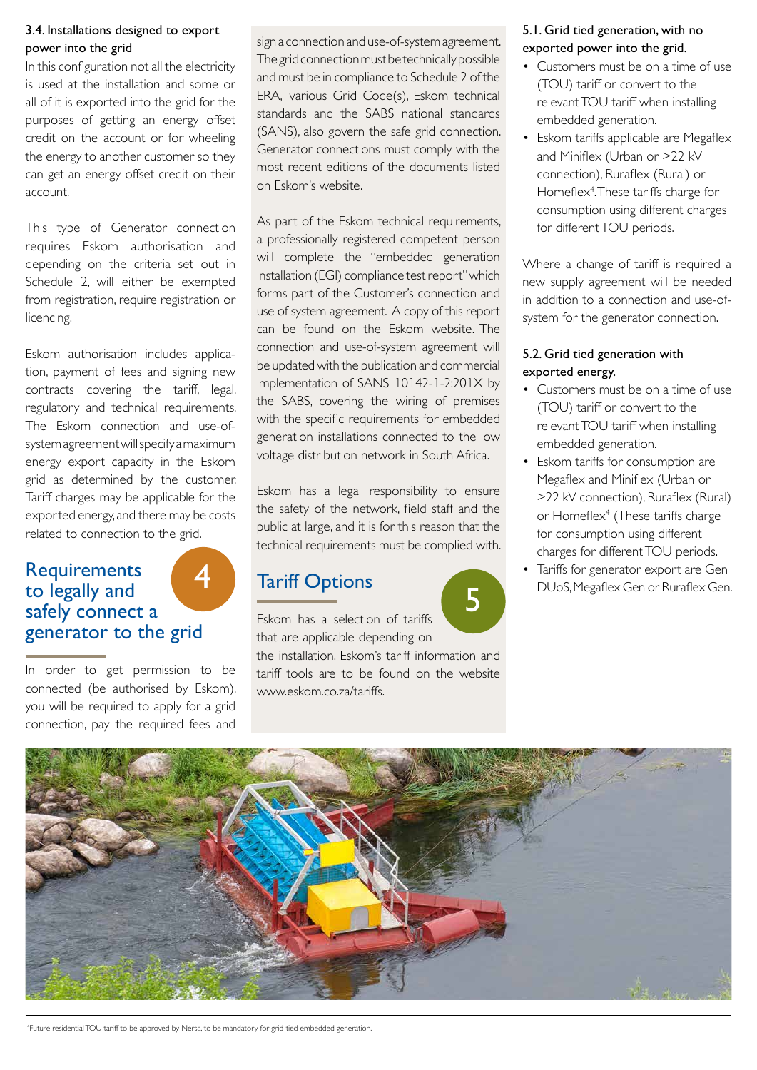### 3.4. Installations designed to export power into the grid

In this configuration not all the electricity is used at the installation and some or all of it is exported into the grid for the purposes of getting an energy offset credit on the account or for wheeling the energy to another customer so they can get an energy offset credit on their account.

This type of Generator connection requires Eskom authorisation and depending on the criteria set out in Schedule 2, will either be exempted from registration, require registration or licencing.

Eskom authorisation includes application, payment of fees and signing new contracts covering the tariff, legal, regulatory and technical requirements. The Eskom connection and use-of-system agreement will specify a maximum energy export capacity in the Eskom grid as determined by the customer. Tariff charges may be applicable for the exported energy, and there may be costs related to connection to the grid.

## 4 Requirements to legally and safely connect a generator to the grid

In order to get permission to be connected (be authorised by Eskom), you will be required to apply for a grid connection, pay the required fees and sign a connection and use-of-system agreement. The grid connection must be technically possible and must be in compliance to Schedule 2 of the ERA, various Grid Code(s), Eskom technical standards and the SABS national standards (SANS), also govern the safe grid connection. Generator connections must comply with the most recent editions of the documents listed on Eskom's website.

As part of the Eskom technical requirements, a professionally registered competent person will complete the "embedded generation installation (EGI) compliance test report" which forms part of the Customer's connection and use of system agreement. A copy of this report can be found on the Eskom website. The connection and use-of-system agreement will be updated with the publication and commercial implementation of SANS 10142-1-2:201X by the SABS, covering the wiring of premises with the specific requirements for embedded generation installations connected to the low voltage distribution network in South Africa.

Eskom has a legal responsibility to ensure the safety of the network, field staff and the public at large, and it is for this reason that the technical requirements must be complied with.

## 5 Tariff Options

Eskom has a selection of tariffs that are applicable depending on the installation. Eskom's tariff information and tariff tools are to be found on the website www.eskom.co.za/tariffs.

### 5.1. Grid tied generation, with no exported power into the grid.

- Customers must be on a time of use (TOU) tariff or convert to the relevant TOU tariff when installing embedded generation.
- Eskom tariffs applicable are Megaflex and Miniflex (Urban or >22 kV connection), Ruraflex (Rural) or Homeflex[4]. These tariffs charge for consumption using different charges for different TOU periods.

Where a change of tariff is required a new supply agreement will be needed in addition to a connection and use-of-system for the generator connection.

### 5.2. Grid tied generation with exported energy.

- Customers must be on a time of use (TOU) tariff or convert to the relevant TOU tariff when installing embedded generation.
- Eskom tariffs for consumption are Megaflex and Miniflex (Urban or >22 kV connection), Ruraflex (Rural) or Homeflex[4] (These tariffs charge for consumption using different charges for different TOU periods.
- Tariffs for generator export are Gen DUoS, Megaflex Gen or Ruraflex Gen.

[4]Future residential TOU tariff to be approved by Nersa, to be mandatory for grid-tied embedded generation.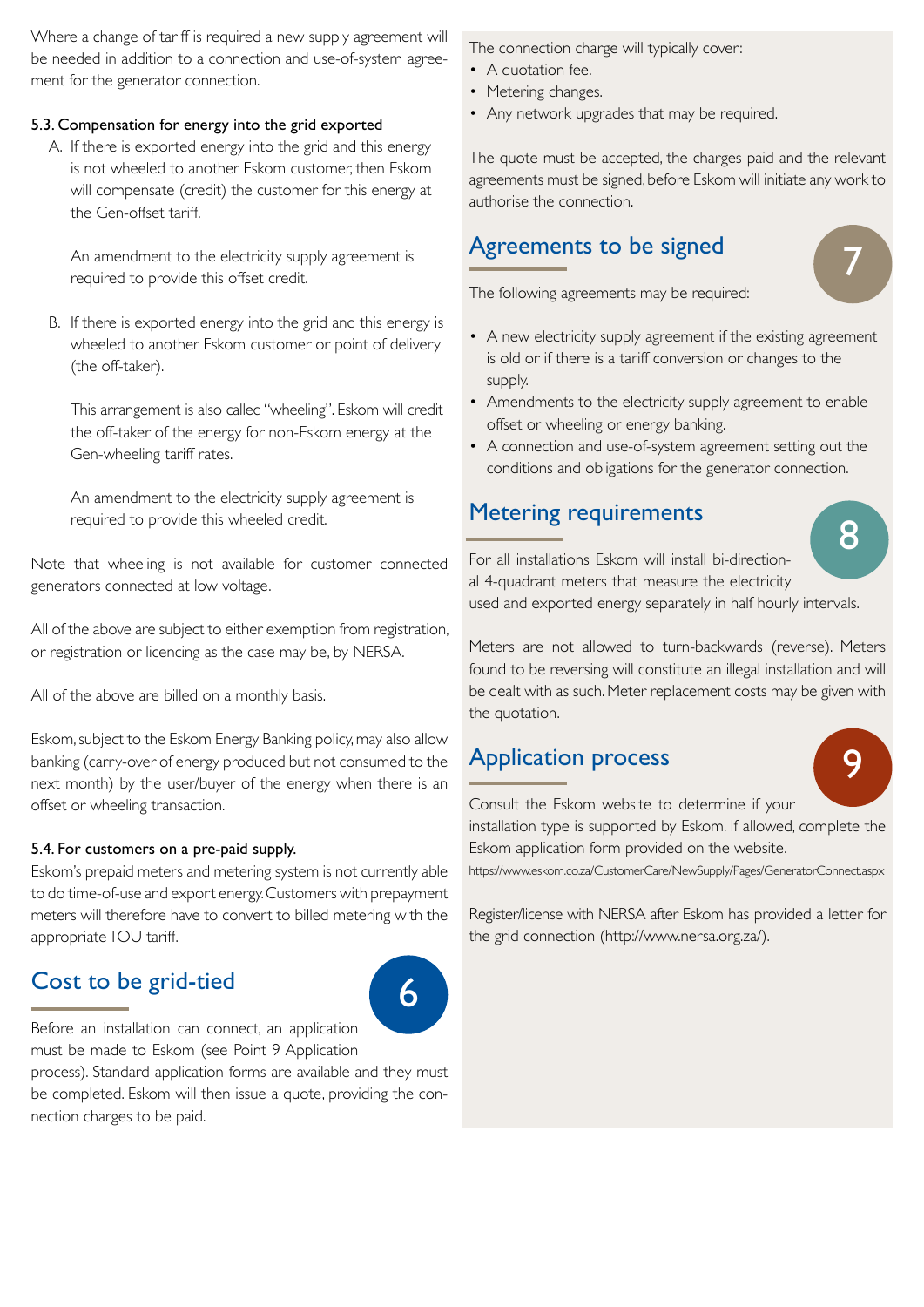Where a change of tariff is required a new supply agreement will be needed in addition to a connection and use-of-system agreement for the generator connection.

### 5.3. Compensation for energy into the grid exported

A. If there is exported energy into the grid and this energy is not wheeled to another Eskom customer, then Eskom will compensate (credit) the customer for this energy at the Gen-offset tariff.

   An amendment to the electricity supply agreement is required to provide this offset credit.

B. If there is exported energy into the grid and this energy is wheeled to another Eskom customer or point of delivery (the off-taker).

   This arrangement is also called "wheeling". Eskom will credit the off-taker of the energy for non-Eskom energy at the Gen-wheeling tariff rates.

   An amendment to the electricity supply agreement is required to provide this wheeled credit.

Note that wheeling is not available for customer connected generators connected at low voltage.

All of the above are subject to either exemption from registration, or registration or licencing as the case may be, by NERSA.

All of the above are billed on a monthly basis.

Eskom, subject to the Eskom Energy Banking policy, may also allow banking (carry-over of energy produced but not consumed to the next month) by the user/buyer of the energy when there is an offset or wheeling transaction.

### 5.4. For customers on a pre-paid supply.

Eskom's prepaid meters and metering system is not currently able to do time-of-use and export energy. Customers with prepayment meters will therefore have to convert to billed metering with the appropriate TOU tariff.

## 6 Cost to be grid-tied

Before an installation can connect, an application must be made to Eskom (see Point 9 Application process). Standard application forms are available and they must be completed. Eskom will then issue a quote, providing the connection charges to be paid.

The connection charge will typically cover:

- A quotation fee.
- Metering changes.
- Any network upgrades that may be required.

The quote must be accepted, the charges paid and the relevant agreements must be signed, before Eskom will initiate any work to authorise the connection.

## 7 Agreements to be signed

The following agreements may be required:

- A new electricity supply agreement if the existing agreement is old or if there is a tariff conversion or changes to the supply.
- Amendments to the electricity supply agreement to enable offset or wheeling or energy banking.
- A connection and use-of-system agreement setting out the conditions and obligations for the generator connection.

## 8 Metering requirements

For all installations Eskom will install bi-directional 4-quadrant meters that measure the electricity used and exported energy separately in half hourly intervals.

Meters are not allowed to turn-backwards (reverse). Meters found to be reversing will constitute an illegal installation and will be dealt with as such. Meter replacement costs may be given with the quotation.

## 9 Application process

Consult the Eskom website to determine if your installation type is supported by Eskom. If allowed, complete the Eskom application form provided on the website.

https://www.eskom.co.za/CustomerCare/NewSupply/Pages/GeneratorConnect.aspx

Register/license with NERSA after Eskom has provided a letter for the grid connection (http://www.nersa.org.za/).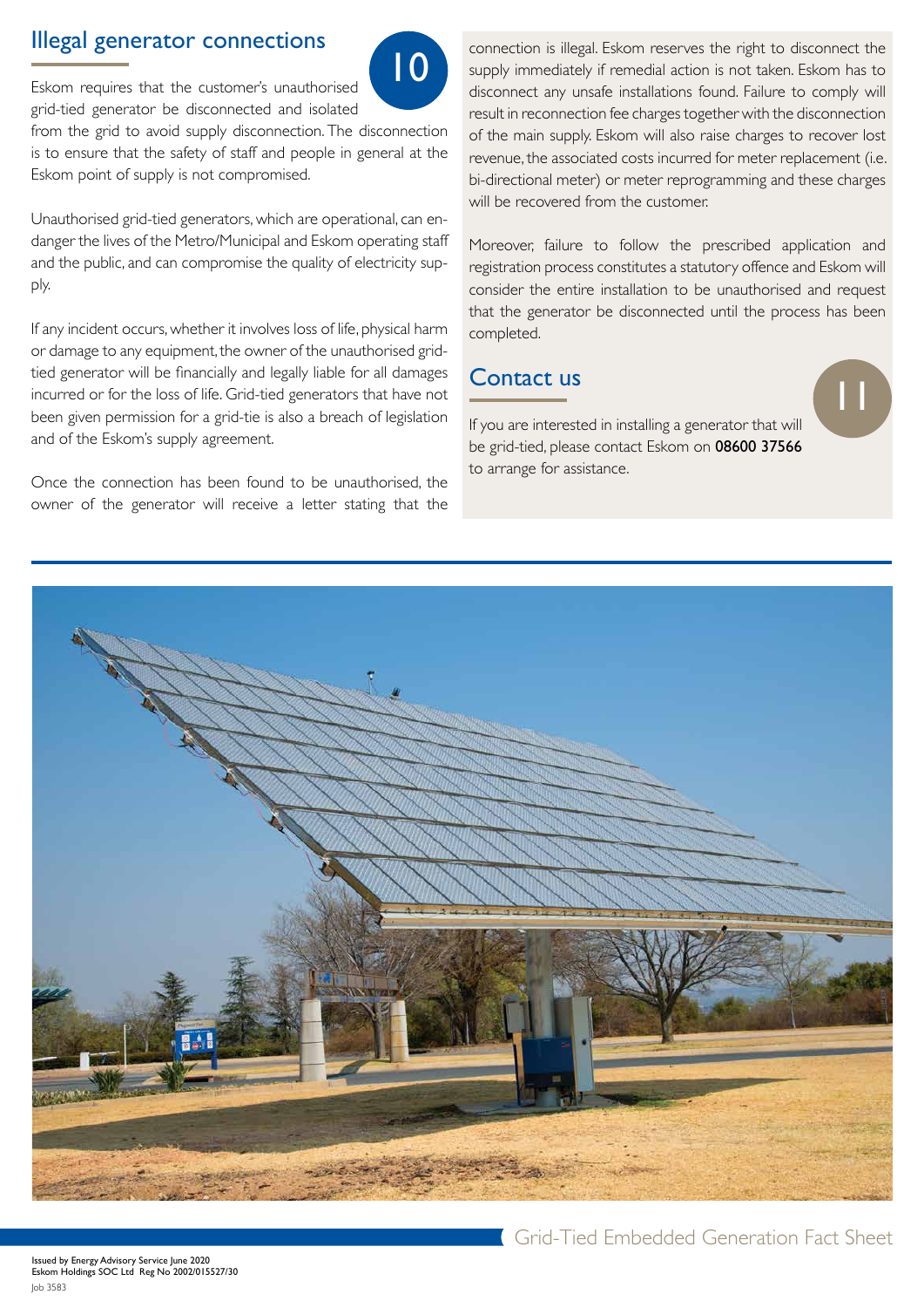## Illegal generator connections

10

Eskom requires that the customer's unauthorised grid-tied generator be disconnected and isolated from the grid to avoid supply disconnection. The disconnection is to ensure that the safety of staff and people in general at the Eskom point of supply is not compromised.

Unauthorised grid-tied generators, which are operational, can endanger the lives of the Metro/Municipal and Eskom operating staff and the public, and can compromise the quality of electricity supply.

If any incident occurs, whether it involves loss of life, physical harm or damage to any equipment, the owner of the unauthorised grid-tied generator will be financially and legally liable for all damages incurred or for the loss of life. Grid-tied generators that have not been given permission for a grid-tie is also a breach of legislation and of the Eskom's supply agreement.

Once the connection has been found to be unauthorised, the owner of the generator will receive a letter stating that the connection is illegal. Eskom reserves the right to disconnect the supply immediately if remedial action is not taken. Eskom has to disconnect any unsafe installations found. Failure to comply will result in reconnection fee charges together with the disconnection of the main supply. Eskom will also raise charges to recover lost revenue, the associated costs incurred for meter replacement (i.e. bi-directional meter) or meter reprogramming and these charges will be recovered from the customer.

Moreover, failure to follow the prescribed application and registration process constitutes a statutory offence and Eskom will consider the entire installation to be unauthorised and request that the generator be disconnected until the process has been completed.

## Contact us

11

If you are interested in installing a generator that will be grid-tied, please contact Eskom on **08600 37566** to arrange for assistance.

Grid-Tied Embedded Generation Fact Sheet

Issued by Energy Advisory Service June 2020
Eskom Holdings SOC Ltd Reg No 2002/015527/30
Job 3583